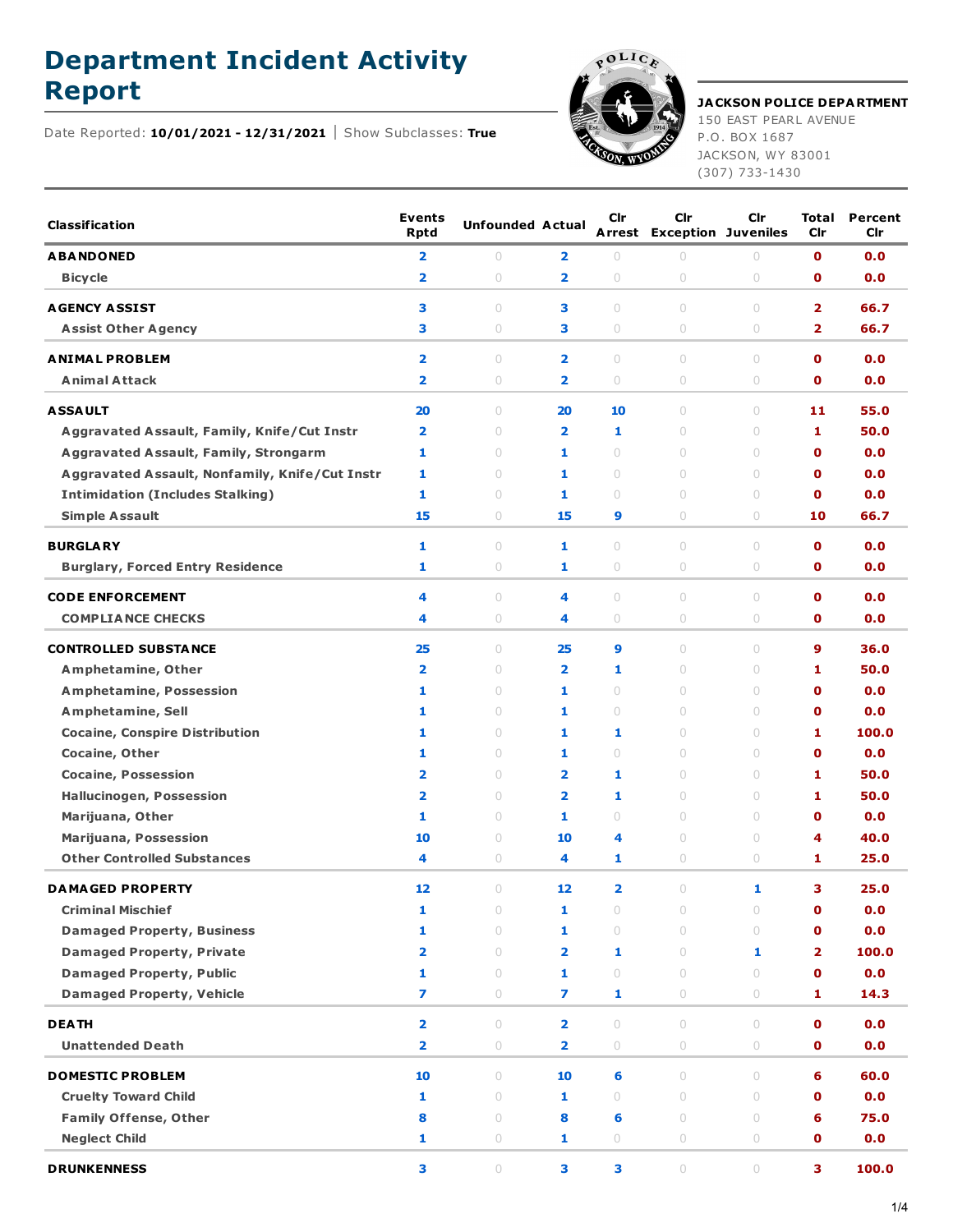# Department Incident Activity Report

Date Reported: **10/01/2021 - 12/31/2021** | Show Subclasses: **True**

**JACKSON POLICE DEPARTMENT**
150 EAST PEARL AVENUE
P.O. BOX 1687
JACKSON, WY 83001
(307) 733-1430

| Classification | Events Rptd | Unfounded | Actual | Clr Arrest | Clr Exception | Clr Juveniles | Total Clr | Percent Clr |
|---|---|---|---|---|---|---|---|---|
| **ABANDONED** | 2 | 0 | 2 | 0 | 0 | 0 | 0 | 0.0 |
| Bicycle | 2 | 0 | 2 | 0 | 0 | 0 | 0 | 0.0 |
| **AGENCY ASSIST** | 3 | 0 | 3 | 0 | 0 | 0 | 2 | 66.7 |
| Assist Other Agency | 3 | 0 | 3 | 0 | 0 | 0 | 2 | 66.7 |
| **ANIMAL PROBLEM** | 2 | 0 | 2 | 0 | 0 | 0 | 0 | 0.0 |
| Animal Attack | 2 | 0 | 2 | 0 | 0 | 0 | 0 | 0.0 |
| **ASSAULT** | 20 | 0 | 20 | 10 | 0 | 0 | 11 | 55.0 |
| Aggravated Assault, Family, Knife/Cut Instr | 2 | 0 | 2 | 1 | 0 | 0 | 1 | 50.0 |
| Aggravated Assault, Family, Strongarm | 1 | 0 | 1 | 0 | 0 | 0 | 0 | 0.0 |
| Aggravated Assault, Nonfamily, Knife/Cut Instr | 1 | 0 | 1 | 0 | 0 | 0 | 0 | 0.0 |
| Intimidation (Includes Stalking) | 1 | 0 | 1 | 0 | 0 | 0 | 0 | 0.0 |
| Simple Assault | 15 | 0 | 15 | 9 | 0 | 0 | 10 | 66.7 |
| **BURGLARY** | 1 | 0 | 1 | 0 | 0 | 0 | 0 | 0.0 |
| Burglary, Forced Entry Residence | 1 | 0 | 1 | 0 | 0 | 0 | 0 | 0.0 |
| **CODE ENFORCEMENT** | 4 | 0 | 4 | 0 | 0 | 0 | 0 | 0.0 |
| COMPLIANCE CHECKS | 4 | 0 | 4 | 0 | 0 | 0 | 0 | 0.0 |
| **CONTROLLED SUBSTANCE** | 25 | 0 | 25 | 9 | 0 | 0 | 9 | 36.0 |
| Amphetamine, Other | 2 | 0 | 2 | 1 | 0 | 0 | 1 | 50.0 |
| Amphetamine, Possession | 1 | 0 | 1 | 0 | 0 | 0 | 0 | 0.0 |
| Amphetamine, Sell | 1 | 0 | 1 | 0 | 0 | 0 | 0 | 0.0 |
| Cocaine, Conspire Distribution | 1 | 0 | 1 | 1 | 0 | 0 | 1 | 100.0 |
| Cocaine, Other | 1 | 0 | 1 | 0 | 0 | 0 | 0 | 0.0 |
| Cocaine, Possession | 2 | 0 | 2 | 1 | 0 | 0 | 1 | 50.0 |
| Hallucinogen, Possession | 2 | 0 | 2 | 1 | 0 | 0 | 1 | 50.0 |
| Marijuana, Other | 1 | 0 | 1 | 0 | 0 | 0 | 0 | 0.0 |
| Marijuana, Possession | 10 | 0 | 10 | 4 | 0 | 0 | 4 | 40.0 |
| Other Controlled Substances | 4 | 0 | 4 | 1 | 0 | 0 | 1 | 25.0 |
| **DAMAGED PROPERTY** | 12 | 0 | 12 | 2 | 0 | 1 | 3 | 25.0 |
| Criminal Mischief | 1 | 0 | 1 | 0 | 0 | 0 | 0 | 0.0 |
| Damaged Property, Business | 1 | 0 | 1 | 0 | 0 | 0 | 0 | 0.0 |
| Damaged Property, Private | 2 | 0 | 2 | 1 | 0 | 1 | 2 | 100.0 |
| Damaged Property, Public | 1 | 0 | 1 | 0 | 0 | 0 | 0 | 0.0 |
| Damaged Property, Vehicle | 7 | 0 | 7 | 1 | 0 | 0 | 1 | 14.3 |
| **DEATH** | 2 | 0 | 2 | 0 | 0 | 0 | 0 | 0.0 |
| Unattended Death | 2 | 0 | 2 | 0 | 0 | 0 | 0 | 0.0 |
| **DOMESTIC PROBLEM** | 10 | 0 | 10 | 6 | 0 | 0 | 6 | 60.0 |
| Cruelty Toward Child | 1 | 0 | 1 | 0 | 0 | 0 | 0 | 0.0 |
| Family Offense, Other | 8 | 0 | 8 | 6 | 0 | 0 | 6 | 75.0 |
| Neglect Child | 1 | 0 | 1 | 0 | 0 | 0 | 0 | 0.0 |
| **DRUNKENNESS** | 3 | 0 | 3 | 3 | 0 | 0 | 3 | 100.0 |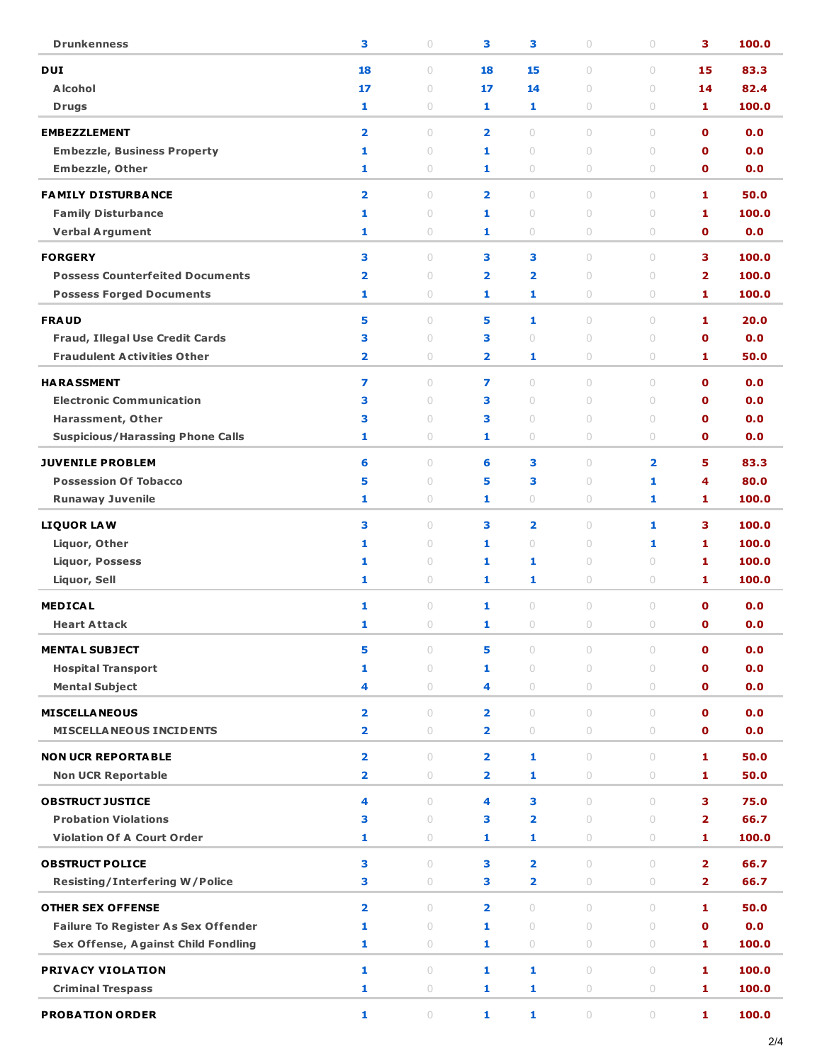| | | | | | | | | |
|---|---|---|---|---|---|---|---|---|
| Drunkenness | 3 | 0 | 3 | 3 | 0 | 0 | 3 | 100.0 |
| **DUI** | 18 | 0 | 18 | 15 | 0 | 0 | 15 | 83.3 |
| Alcohol | 17 | 0 | 17 | 14 | 0 | 0 | 14 | 82.4 |
| Drugs | 1 | 0 | 1 | 1 | 0 | 0 | 1 | 100.0 |
| **EMBEZZLEMENT** | 2 | 0 | 2 | 0 | 0 | 0 | 0 | 0.0 |
| Embezzle, Business Property | 1 | 0 | 1 | 0 | 0 | 0 | 0 | 0.0 |
| Embezzle, Other | 1 | 0 | 1 | 0 | 0 | 0 | 0 | 0.0 |
| **FAMILY DISTURBANCE** | 2 | 0 | 2 | 0 | 0 | 0 | 1 | 50.0 |
| Family Disturbance | 1 | 0 | 1 | 0 | 0 | 0 | 1 | 100.0 |
| Verbal Argument | 1 | 0 | 1 | 0 | 0 | 0 | 0 | 0.0 |
| **FORGERY** | 3 | 0 | 3 | 3 | 0 | 0 | 3 | 100.0 |
| Possess Counterfeited Documents | 2 | 0 | 2 | 2 | 0 | 0 | 2 | 100.0 |
| Possess Forged Documents | 1 | 0 | 1 | 1 | 0 | 0 | 1 | 100.0 |
| **FRAUD** | 5 | 0 | 5 | 1 | 0 | 0 | 1 | 20.0 |
| Fraud, Illegal Use Credit Cards | 3 | 0 | 3 | 0 | 0 | 0 | 0 | 0.0 |
| Fraudulent Activities Other | 2 | 0 | 2 | 1 | 0 | 0 | 1 | 50.0 |
| **HARASSMENT** | 7 | 0 | 7 | 0 | 0 | 0 | 0 | 0.0 |
| Electronic Communication | 3 | 0 | 3 | 0 | 0 | 0 | 0 | 0.0 |
| Harassment, Other | 3 | 0 | 3 | 0 | 0 | 0 | 0 | 0.0 |
| Suspicious/Harassing Phone Calls | 1 | 0 | 1 | 0 | 0 | 0 | 0 | 0.0 |
| **JUVENILE PROBLEM** | 6 | 0 | 6 | 3 | 0 | 2 | 5 | 83.3 |
| Possession Of Tobacco | 5 | 0 | 5 | 3 | 0 | 1 | 4 | 80.0 |
| Runaway Juvenile | 1 | 0 | 1 | 0 | 0 | 1 | 1 | 100.0 |
| **LIQUOR LAW** | 3 | 0 | 3 | 2 | 0 | 1 | 3 | 100.0 |
| Liquor, Other | 1 | 0 | 1 | 0 | 0 | 1 | 1 | 100.0 |
| Liquor, Possess | 1 | 0 | 1 | 1 | 0 | 0 | 1 | 100.0 |
| Liquor, Sell | 1 | 0 | 1 | 1 | 0 | 0 | 1 | 100.0 |
| **MEDICAL** | 1 | 0 | 1 | 0 | 0 | 0 | 0 | 0.0 |
| Heart Attack | 1 | 0 | 1 | 0 | 0 | 0 | 0 | 0.0 |
| **MENTAL SUBJECT** | 5 | 0 | 5 | 0 | 0 | 0 | 0 | 0.0 |
| Hospital Transport | 1 | 0 | 1 | 0 | 0 | 0 | 0 | 0.0 |
| Mental Subject | 4 | 0 | 4 | 0 | 0 | 0 | 0 | 0.0 |
| **MISCELLANEOUS** | 2 | 0 | 2 | 0 | 0 | 0 | 0 | 0.0 |
| MISCELLANEOUS INCIDENTS | 2 | 0 | 2 | 0 | 0 | 0 | 0 | 0.0 |
| **NON UCR REPORTABLE** | 2 | 0 | 2 | 1 | 0 | 0 | 1 | 50.0 |
| Non UCR Reportable | 2 | 0 | 2 | 1 | 0 | 0 | 1 | 50.0 |
| **OBSTRUCT JUSTICE** | 4 | 0 | 4 | 3 | 0 | 0 | 3 | 75.0 |
| Probation Violations | 3 | 0 | 3 | 2 | 0 | 0 | 2 | 66.7 |
| Violation Of A Court Order | 1 | 0 | 1 | 1 | 0 | 0 | 1 | 100.0 |
| **OBSTRUCT POLICE** | 3 | 0 | 3 | 2 | 0 | 0 | 2 | 66.7 |
| Resisting/Interfering W/Police | 3 | 0 | 3 | 2 | 0 | 0 | 2 | 66.7 |
| **OTHER SEX OFFENSE** | 2 | 0 | 2 | 0 | 0 | 0 | 1 | 50.0 |
| Failure To Register As Sex Offender | 1 | 0 | 1 | 0 | 0 | 0 | 0 | 0.0 |
| Sex Offense, Against Child Fondling | 1 | 0 | 1 | 0 | 0 | 0 | 1 | 100.0 |
| **PRIVACY VIOLATION** | 1 | 0 | 1 | 1 | 0 | 0 | 1 | 100.0 |
| Criminal Trespass | 1 | 0 | 1 | 1 | 0 | 0 | 1 | 100.0 |
| **PROBATION ORDER** | 1 | 0 | 1 | 1 | 0 | 0 | 1 | 100.0 |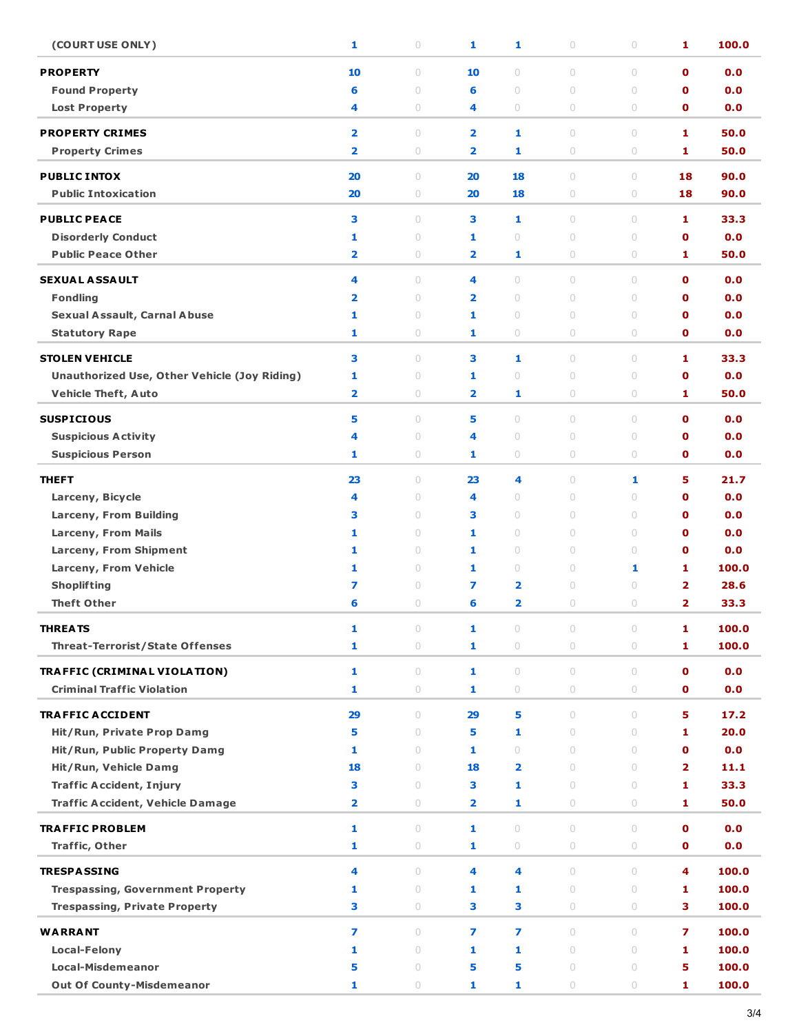| | | | | | | | | |
|---|---|---|---|---|---|---|---|---|
| **(COURT USE ONLY)** | 1 | 0 | 1 | 1 | 0 | 0 | 1 | 100.0 |
| **PROPERTY** | 10 | 0 | 10 | 0 | 0 | 0 | 0 | 0.0 |
| **Found Property** | 6 | 0 | 6 | 0 | 0 | 0 | 0 | 0.0 |
| **Lost Property** | 4 | 0 | 4 | 0 | 0 | 0 | 0 | 0.0 |
| **PROPERTY CRIMES** | 2 | 0 | 2 | 1 | 0 | 0 | 1 | 50.0 |
| **Property Crimes** | 2 | 0 | 2 | 1 | 0 | 0 | 1 | 50.0 |
| **PUBLIC INTOX** | 20 | 0 | 20 | 18 | 0 | 0 | 18 | 90.0 |
| **Public Intoxication** | 20 | 0 | 20 | 18 | 0 | 0 | 18 | 90.0 |
| **PUBLIC PEACE** | 3 | 0 | 3 | 1 | 0 | 0 | 1 | 33.3 |
| **Disorderly Conduct** | 1 | 0 | 1 | 0 | 0 | 0 | 0 | 0.0 |
| **Public Peace Other** | 2 | 0 | 2 | 1 | 0 | 0 | 1 | 50.0 |
| **SEXUAL ASSAULT** | 4 | 0 | 4 | 0 | 0 | 0 | 0 | 0.0 |
| **Fondling** | 2 | 0 | 2 | 0 | 0 | 0 | 0 | 0.0 |
| **Sexual Assault, Carnal Abuse** | 1 | 0 | 1 | 0 | 0 | 0 | 0 | 0.0 |
| **Statutory Rape** | 1 | 0 | 1 | 0 | 0 | 0 | 0 | 0.0 |
| **STOLEN VEHICLE** | 3 | 0 | 3 | 1 | 0 | 0 | 1 | 33.3 |
| **Unauthorized Use, Other Vehicle (Joy Riding)** | 1 | 0 | 1 | 0 | 0 | 0 | 0 | 0.0 |
| **Vehicle Theft, Auto** | 2 | 0 | 2 | 1 | 0 | 0 | 1 | 50.0 |
| **SUSPICIOUS** | 5 | 0 | 5 | 0 | 0 | 0 | 0 | 0.0 |
| **Suspicious Activity** | 4 | 0 | 4 | 0 | 0 | 0 | 0 | 0.0 |
| **Suspicious Person** | 1 | 0 | 1 | 0 | 0 | 0 | 0 | 0.0 |
| **THEFT** | 23 | 0 | 23 | 4 | 0 | 1 | 5 | 21.7 |
| **Larceny, Bicycle** | 4 | 0 | 4 | 0 | 0 | 0 | 0 | 0.0 |
| **Larceny, From Building** | 3 | 0 | 3 | 0 | 0 | 0 | 0 | 0.0 |
| **Larceny, From Mails** | 1 | 0 | 1 | 0 | 0 | 0 | 0 | 0.0 |
| **Larceny, From Shipment** | 1 | 0 | 1 | 0 | 0 | 0 | 0 | 0.0 |
| **Larceny, From Vehicle** | 1 | 0 | 1 | 0 | 0 | 1 | 1 | 100.0 |
| **Shoplifting** | 7 | 0 | 7 | 2 | 0 | 0 | 2 | 28.6 |
| **Theft Other** | 6 | 0 | 6 | 2 | 0 | 0 | 2 | 33.3 |
| **THREATS** | 1 | 0 | 1 | 0 | 0 | 0 | 1 | 100.0 |
| **Threat-Terrorist/State Offenses** | 1 | 0 | 1 | 0 | 0 | 0 | 1 | 100.0 |
| **TRAFFIC (CRIMINAL VIOLATION)** | 1 | 0 | 1 | 0 | 0 | 0 | 0 | 0.0 |
| **Criminal Traffic Violation** | 1 | 0 | 1 | 0 | 0 | 0 | 0 | 0.0 |
| **TRAFFIC ACCIDENT** | 29 | 0 | 29 | 5 | 0 | 0 | 5 | 17.2 |
| **Hit/Run, Private Prop Damg** | 5 | 0 | 5 | 1 | 0 | 0 | 1 | 20.0 |
| **Hit/Run, Public Property Damg** | 1 | 0 | 1 | 0 | 0 | 0 | 0 | 0.0 |
| **Hit/Run, Vehicle Damg** | 18 | 0 | 18 | 2 | 0 | 0 | 2 | 11.1 |
| **Traffic Accident, Injury** | 3 | 0 | 3 | 1 | 0 | 0 | 1 | 33.3 |
| **Traffic Accident, Vehicle Damage** | 2 | 0 | 2 | 1 | 0 | 0 | 1 | 50.0 |
| **TRAFFIC PROBLEM** | 1 | 0 | 1 | 0 | 0 | 0 | 0 | 0.0 |
| **Traffic, Other** | 1 | 0 | 1 | 0 | 0 | 0 | 0 | 0.0 |
| **TRESPASSING** | 4 | 0 | 4 | 4 | 0 | 0 | 4 | 100.0 |
| **Trespassing, Government Property** | 1 | 0 | 1 | 1 | 0 | 0 | 1 | 100.0 |
| **Trespassing, Private Property** | 3 | 0 | 3 | 3 | 0 | 0 | 3 | 100.0 |
| **WARRANT** | 7 | 0 | 7 | 7 | 0 | 0 | 7 | 100.0 |
| **Local-Felony** | 1 | 0 | 1 | 1 | 0 | 0 | 1 | 100.0 |
| **Local-Misdemeanor** | 5 | 0 | 5 | 5 | 0 | 0 | 5 | 100.0 |
| **Out Of County-Misdemeanor** | 1 | 0 | 1 | 1 | 0 | 0 | 1 | 100.0 |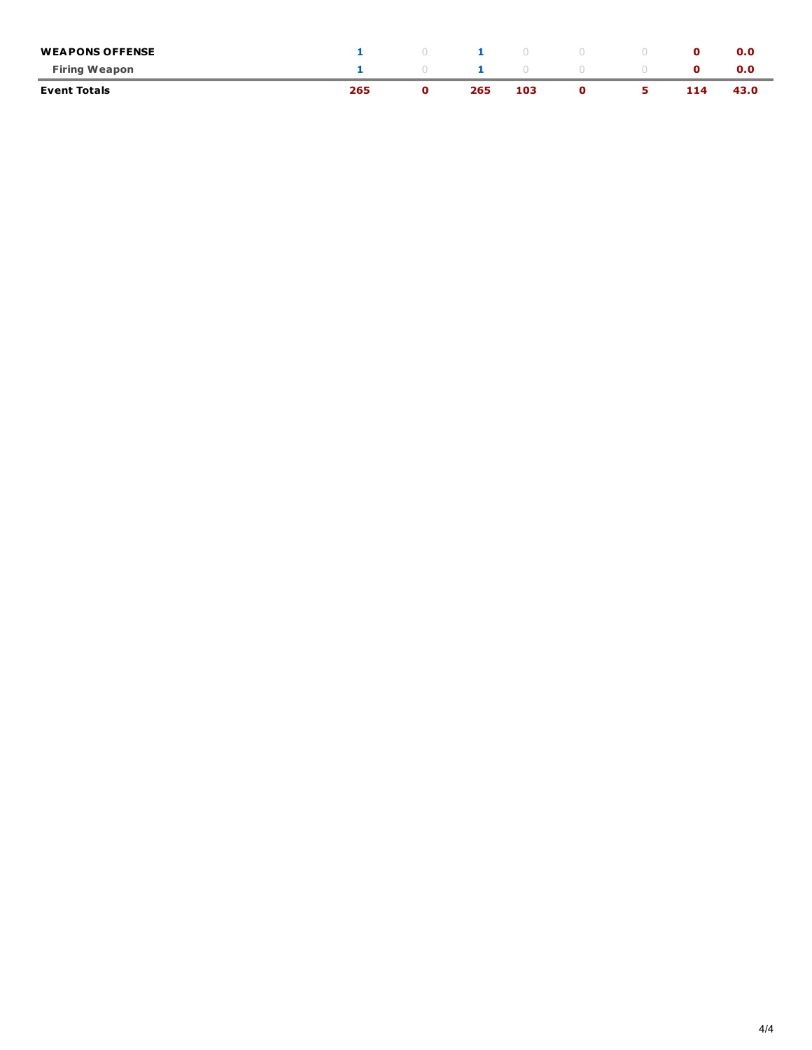| | | | | | | | | |
|---|---|---|---|---|---|---|---|---|
| **WEAPONS OFFENSE** | **1** | 0 | **1** | 0 | 0 | 0 | **0** | **0.0** |
| **Firing Weapon** | **1** | 0 | **1** | 0 | 0 | 0 | **0** | **0.0** |
| **Event Totals** | **265** | **0** | **265** | **103** | **0** | **5** | **114** | **43.0** |